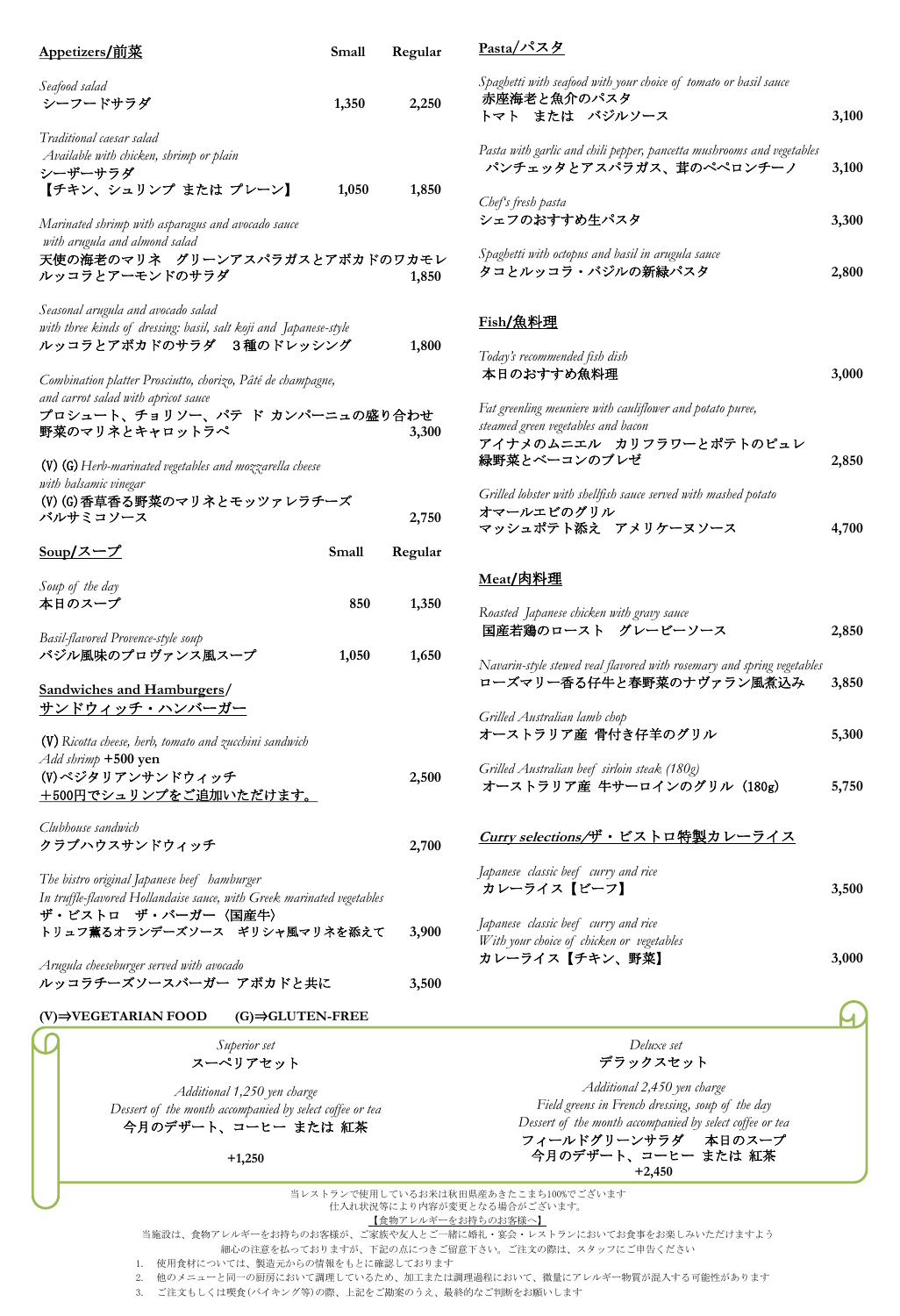## Appetizers/前菜

| | Small | Regular |
|---|---|---|
| *Seafood salad*<br>シーフードサラダ | 1,350 | 2,250 |
| *Traditional caesar salad*<br>*Available with chicken, shrimp or plain*<br>シーザーサラダ<br>【チキン、シュリンプ または プレーン】 | 1,050 | 1,850 |
| *Marinated shrimp with asparagus and avocado sauce with arugula and almond salad*<br>天使の海老のマリネ　グリーンアスパラガスとアボカドのワカモレ<br>ルッコラとアーモンドのサラダ | | 1,850 |
| *Seasonal arugula and avocado salad*<br>*with three kinds of dressing: basil, salt koji and Japanese-style*<br>ルッコラとアボカドのサラダ　３種のドレッシング | | 1,800 |
| *Combination platter Prosciutto, chorizo, Pâté de champagne, and carrot salad with apricot sauce*<br>プロシュート、チョリソー、パテ ド カンパーニュの盛り合わせ<br>野菜のマリネとキャロットラペ | | 3,300 |
| (V) (G) *Herb-marinated vegetables and mozzarella cheese with balsamic vinegar*<br>(V) (G) 香草香る野菜のマリネとモッツァレラチーズ<br>バルサミコソース | | 2,750 |

## Soup/スープ

| | Small | Regular |
|---|---|---|
| *Soup of the day*<br>本日のスープ | 850 | 1,350 |
| *Basil-flavored Provence-style soup*<br>バジル風味のプロヴァンス風スープ | 1,050 | 1,650 |

## Sandwiches and Hamburgers/サンドウィッチ・ハンバーガー

| | |
|---|---|
| (V) *Ricotta cheese, herb, tomato and zucchini sandwich*<br>*Add shrimp* +500 yen<br>(V)ベジタリアンサンドウィッチ<br>＋500円でシュリンプをご追加いただけます。 | 2,500 |
| *Clubhouse sandwich*<br>クラブハウスサンドウィッチ | 2,700 |
| *The bistro original Japanese beef hamburger*<br>*In truffle-flavored Hollandaise sauce, with Greek marinated vegetables*<br>ザ・ビストロ　ザ・バーガー〈国産牛〉<br>トリュフ薫るオランデーズソース　ギリシャ風マリネを添えて | 3,900 |
| *Arugula cheeseburger served with avocado*<br>ルッコラチーズソースバーガー アボカドと共に | 3,500 |

**(V)⇒VEGETARIAN FOOD　(G)⇒GLUTEN-FREE**

## Pasta/パスタ

| | |
|---|---|
| *Spaghetti with seafood with your choice of tomato or basil sauce*<br>赤座海老と魚介のパスタ<br>トマト　または　バジルソース | 3,100 |
| *Pasta with garlic and chili pepper, pancetta mushrooms and vegetables*<br>パンチェッタとアスパラガス、茸のペペロンチーノ | 3,100 |
| *Chef's fresh pasta*<br>シェフのおすすめ生パスタ | 3,300 |
| *Spaghetti with octopus and basil in arugula sauce*<br>タコとルッコラ・バジルの新緑パスタ | 2,800 |

## Fish/魚料理

| | |
|---|---|
| *Today's recommended fish dish*<br>本日のおすすめ魚料理 | 3,000 |
| *Fat greenling meuniere with cauliflower and potato puree, steamed green vegetables and bacon*<br>アイナメのムニエル　カリフラワーとポテトのピュレ<br>緑野菜とベーコンのブレゼ | 2,850 |
| *Grilled lobster with shellfish sauce served with mashed potato*<br>オマールエビのグリル<br>マッシュポテト添え　アメリケーヌソース | 4,700 |

## Meat/肉料理

| | |
|---|---|
| *Roasted Japanese chicken with gravy sauce*<br>国産若鶏のロースト　グレービーソース | 2,850 |
| *Navarin-style stewed veal flavored with rosemary and spring vegetables*<br>ローズマリー香る仔牛と春野菜のナヴァラン風煮込み | 3,850 |
| *Grilled Australian lamb chop*<br>オーストラリア産 骨付き仔羊のグリル | 5,300 |
| *Grilled Australian beef sirloin steak (180g)*<br>オーストラリア産 牛サーロインのグリル（180g） | 5,750 |

## *Curry selections*/ザ・ビストロ特製カレーライス

| | |
|---|---|
| *Japanese classic beef curry and rice*<br>カレーライス【ビーフ】 | 3,500 |
| *Japanese classic beef curry and rice*<br>*With your choice of chicken or vegetables*<br>カレーライス【チキン、野菜】 | 3,000 |

### *Superior set*
スーペリアセット

*Additional 1,250 yen charge*
*Dessert of the month accompanied by select coffee or tea*
今月のデザート、コーヒー または 紅茶

**+1,250**

### *Deluxe set*
デラックスセット

*Additional 2,450 yen charge*
*Field greens in French dressing, soup of the day*
*Dessert of the month accompanied by select coffee or tea*
フィールドグリーンサラダ　本日のスープ
今月のデザート、コーヒー または 紅茶

**+2,450**

当レストランで使用しているお米は秋田県産あきたこまち100%でございます
仕入れ状況等により内容が変更となる場合がございます。

【食物アレルギーをお持ちのお客様へ】

当施設は、食物アレルギーをお持ちのお客様が、ご家族や友人とご一緒に婚礼・宴会・レストランにおいてお食事をお楽しみいただけますよう細心の注意を払っておりますが、下記の点につきご留意下さい。ご注文の際は、スタッフにご申告ください

1. 使用食材については、製造元からの情報をもとに確認しております
2. 他のメニューと同一の厨房において調理しているため、加工または調理過程において、微量にアレルギー物質が混入する可能性があります
3. ご注文もしくは喫食(バイキング等)の際、上記をご勘案のうえ、最終的なご判断をお願いします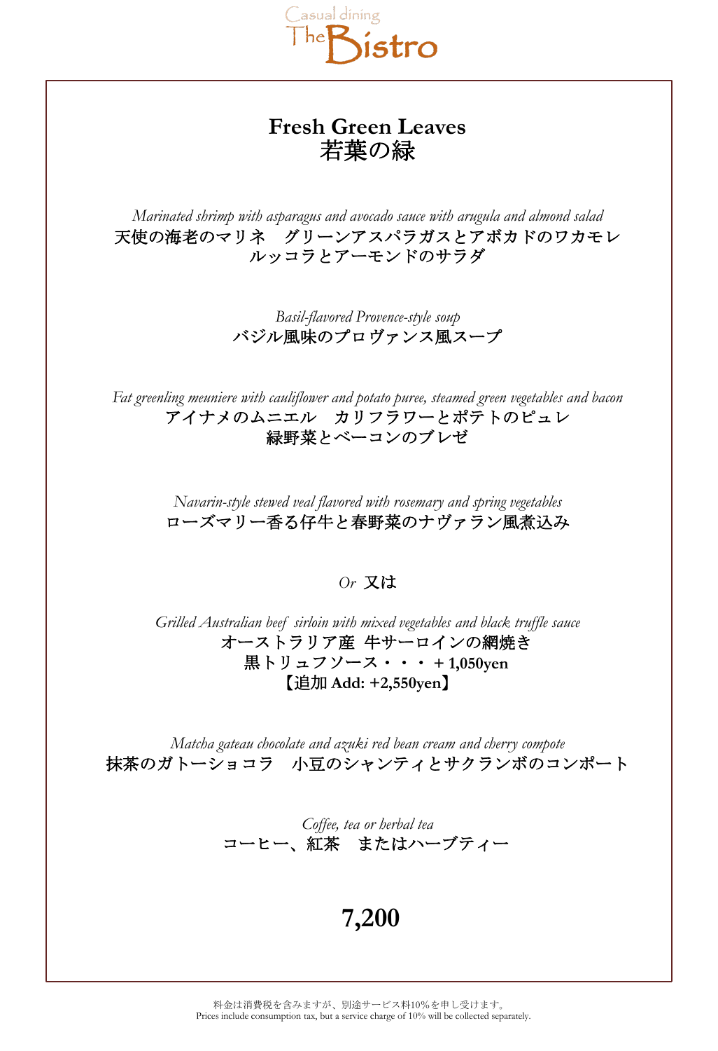Casual dining

# The Bistro

## Fresh Green Leaves
## 若葉の緑

*Marinated shrimp with asparagus and avocado sauce with arugula and almond salad*
天使の海老のマリネ　グリーンアスパラガスとアボカドのワカモレ
ルッコラとアーモンドのサラダ

*Basil-flavored Provence-style soup*
バジル風味のプロヴァンス風スープ

*Fat greenling meuniere with cauliflower and potato puree, steamed green vegetables and bacon*
アイナメのムニエル　カリフラワーとポテトのピュレ
緑野菜とベーコンのブレゼ

*Navarin-style stewed veal flavored with rosemary and spring vegetables*
ローズマリー香る仔牛と春野菜のナヴァラン風煮込み

*Or* 又は

*Grilled Australian beef sirloin with mixed vegetables and black truffle sauce*
オーストラリア産 牛サーロインの網焼き
黒トリュフソース・・・**＋1,050yen**
**【追加 Add: +2,550yen】**

*Matcha gateau chocolate and azuki red bean cream and cherry compote*
抹茶のガトーショコラ　小豆のシャンティとサクランボのコンポート

*Coffee, tea or herbal tea*
コーヒー、紅茶　またはハーブティー

**7,200**

料金は消費税を含みますが、別途サービス料10%を申し受けます。
Prices include consumption tax, but a service charge of 10% will be collected separately.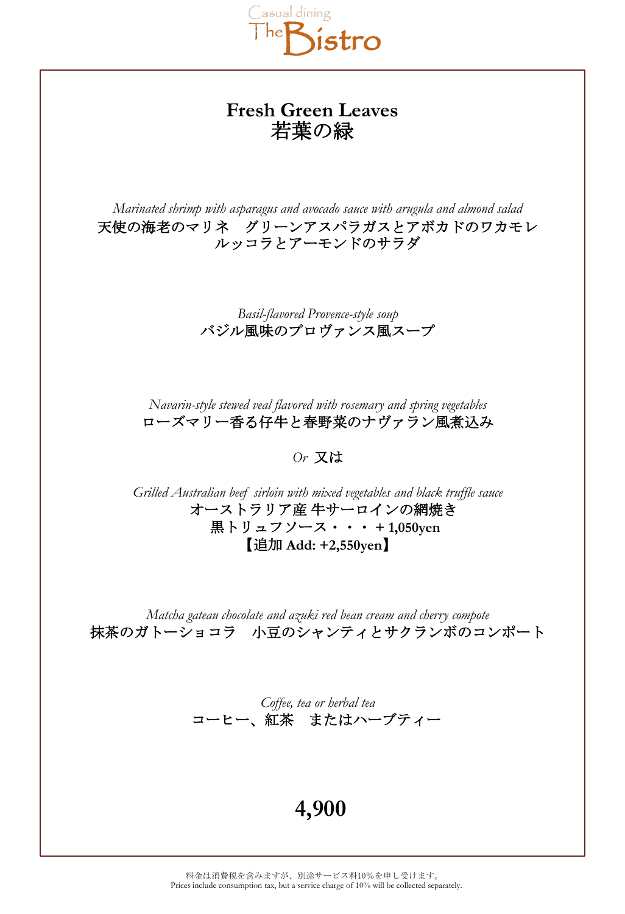Casual dining
The Bistro

# Fresh Green Leaves
# 若葉の緑

*Marinated shrimp with asparagus and avocado sauce with arugula and almond salad*
天使の海老のマリネ　グリーンアスパラガスとアボカドのワカモレ
ルッコラとアーモンドのサラダ

*Basil-flavored Provence-style soup*
バジル風味のプロヴァンス風スープ

*Navarin-style stewed veal flavored with rosemary and spring vegetables*
ローズマリー香る仔牛と春野菜のナヴァラン風煮込み

*Or* 又は

*Grilled Australian beef sirloin with mixed vegetables and black truffle sauce*
オーストラリア産 牛サーロインの網焼き
黒トリュフソース・・・ **+ 1,050yen**
**【追加 Add: +2,550yen】**

*Matcha gateau chocolate and azuki red bean cream and cherry compote*
抹茶のガトーショコラ　小豆のシャンティとサクランボのコンポート

*Coffee, tea or herbal tea*
コーヒー、紅茶　またはハーブティー

**4,900**

料金は消費税を含みますが、別途サービス料10%を申し受けます。
Prices include consumption tax, but a service charge of 10% will be collected separately.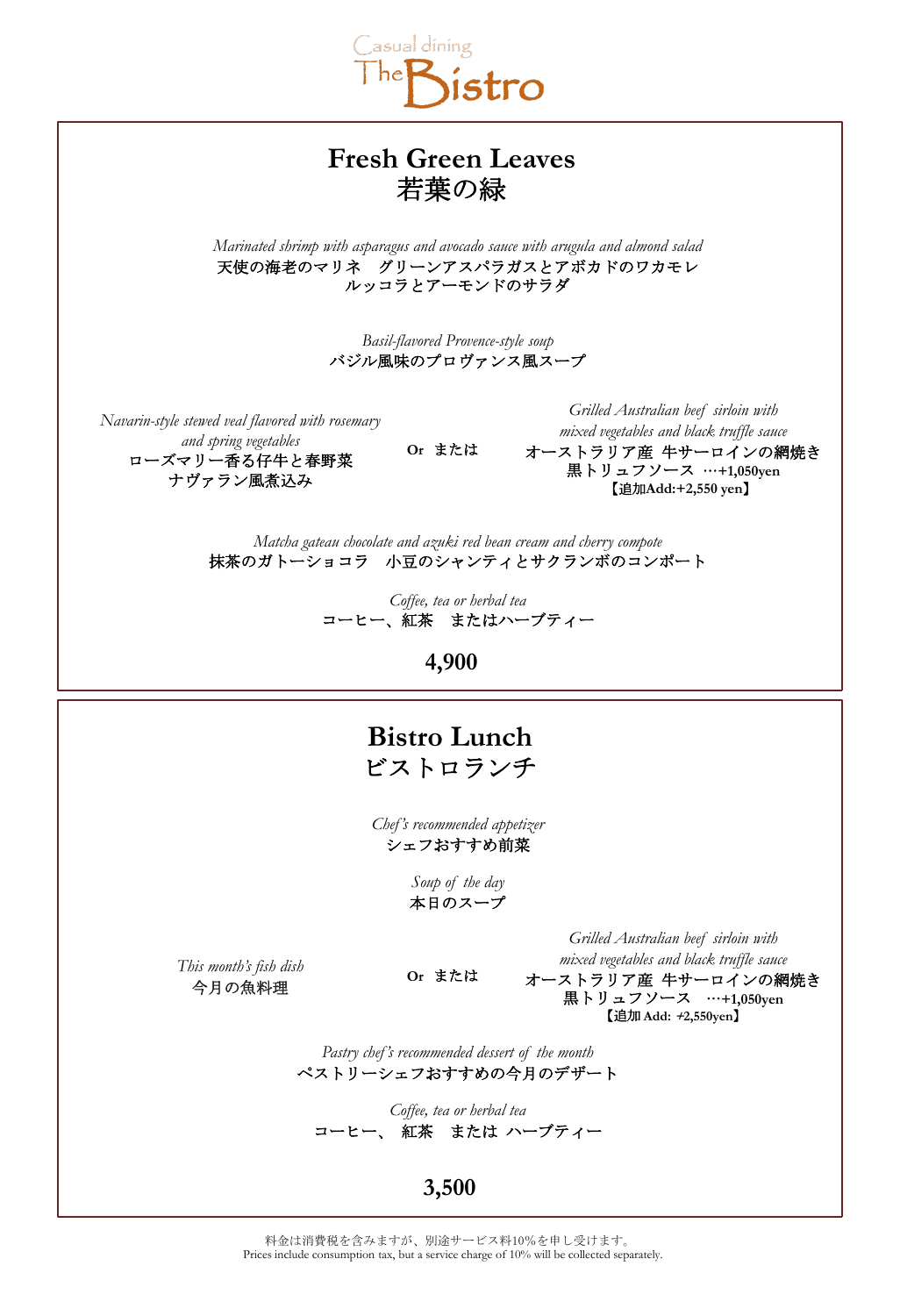Casual dining
The Bistro

## Fresh Green Leaves
## 若葉の緑

*Marinated shrimp with asparagus and avocado sauce with arugula and almond salad*
天使の海老のマリネ　グリーンアスパラガスとアボカドのワカモレ
ルッコラとアーモンドのサラダ

*Basil-flavored Provence-style soup*
バジル風味のプロヴァンス風スープ

*Navarin-style stewed veal flavored with rosemary and spring vegetables*
ローズマリー香る仔牛と春野菜
ナヴァラン風煮込み

**Or** または

*Grilled Australian beef sirloin with mixed vegetables and black truffle sauce*
オーストラリア産 牛サーロインの網焼き
黒トリュフソース …**+1,050yen**
【追加**Add:+2,550 yen**】

*Matcha gateau chocolate and azuki red bean cream and cherry compote*
抹茶のガトーショコラ　小豆のシャンティとサクランボのコンポート

*Coffee, tea or herbal tea*
コーヒー、紅茶　またはハーブティー

**4,900**

## Bistro Lunch
## ビストロランチ

*Chef's recommended appetizer*
シェフおすすめ前菜

*Soup of the day*
本日のスープ

*This month's fish dish*
今月の魚料理

**Or** または

*Grilled Australian beef sirloin with mixed vegetables and black truffle sauce*
オーストラリア産 牛サーロインの網焼き
黒トリュフソース　…**+1,050yen**
【追加 **Add: +2,550yen**】

*Pastry chef's recommended dessert of the month*
ペストリーシェフおすすめの今月のデザート

*Coffee, tea or herbal tea*
コーヒー、 紅茶　または ハーブティー

**3,500**

料金は消費税を含みますが、別途サービス料10%を申し受けます。
Prices include consumption tax, but a service charge of 10% will be collected separately.